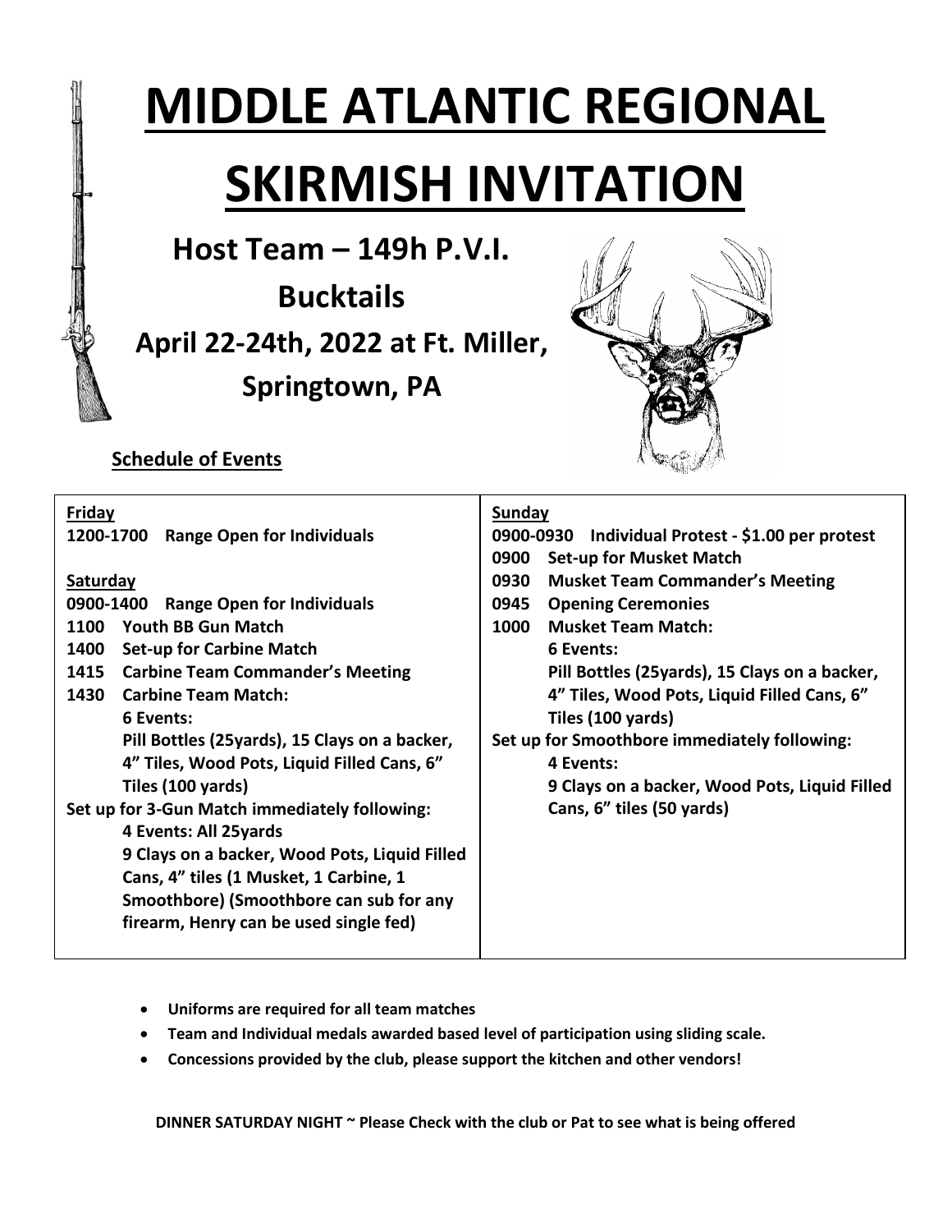# MIDDLE ATLANTIC REGIONAL SKIRMISH INVITATION

## Host Team – 149h P.V.I.

## Bucktails

## April 22-24th, 2022 at Ft. Miller, Springtown, PA

**Schedule of Events**

**Friday**

**1200-1700 Range Open for Individuals**

**Saturday**

**0900-1400 Range Open for Individuals**
**1100 Youth BB Gun Match**
**1400 Set-up for Carbine Match**
**1415 Carbine Team Commander's Meeting**
**1430 Carbine Team Match:**
**6 Events:**
**Pill Bottles (25yards), 15 Clays on a backer, 4" Tiles, Wood Pots, Liquid Filled Cans, 6" Tiles (100 yards)**

**Set up for 3-Gun Match immediately following:**
**4 Events: All 25yards**
**9 Clays on a backer, Wood Pots, Liquid Filled Cans, 4" tiles (1 Musket, 1 Carbine, 1 Smoothbore) (Smoothbore can sub for any firearm, Henry can be used single fed)**

**Sunday**

**0900-0930 Individual Protest - $1.00 per protest**
**0900 Set-up for Musket Match**
**0930 Musket Team Commander's Meeting**
**0945 Opening Ceremonies**
**1000 Musket Team Match:**
**6 Events:**
**Pill Bottles (25yards), 15 Clays on a backer, 4" Tiles, Wood Pots, Liquid Filled Cans, 6" Tiles (100 yards)**

**Set up for Smoothbore immediately following:**
**4 Events:**
**9 Clays on a backer, Wood Pots, Liquid Filled Cans, 6" tiles (50 yards)**

- **Uniforms are required for all team matches**
- **Team and Individual medals awarded based level of participation using sliding scale.**
- **Concessions provided by the club, please support the kitchen and other vendors!**

**DINNER SATURDAY NIGHT ~ Please Check with the club or Pat to see what is being offered**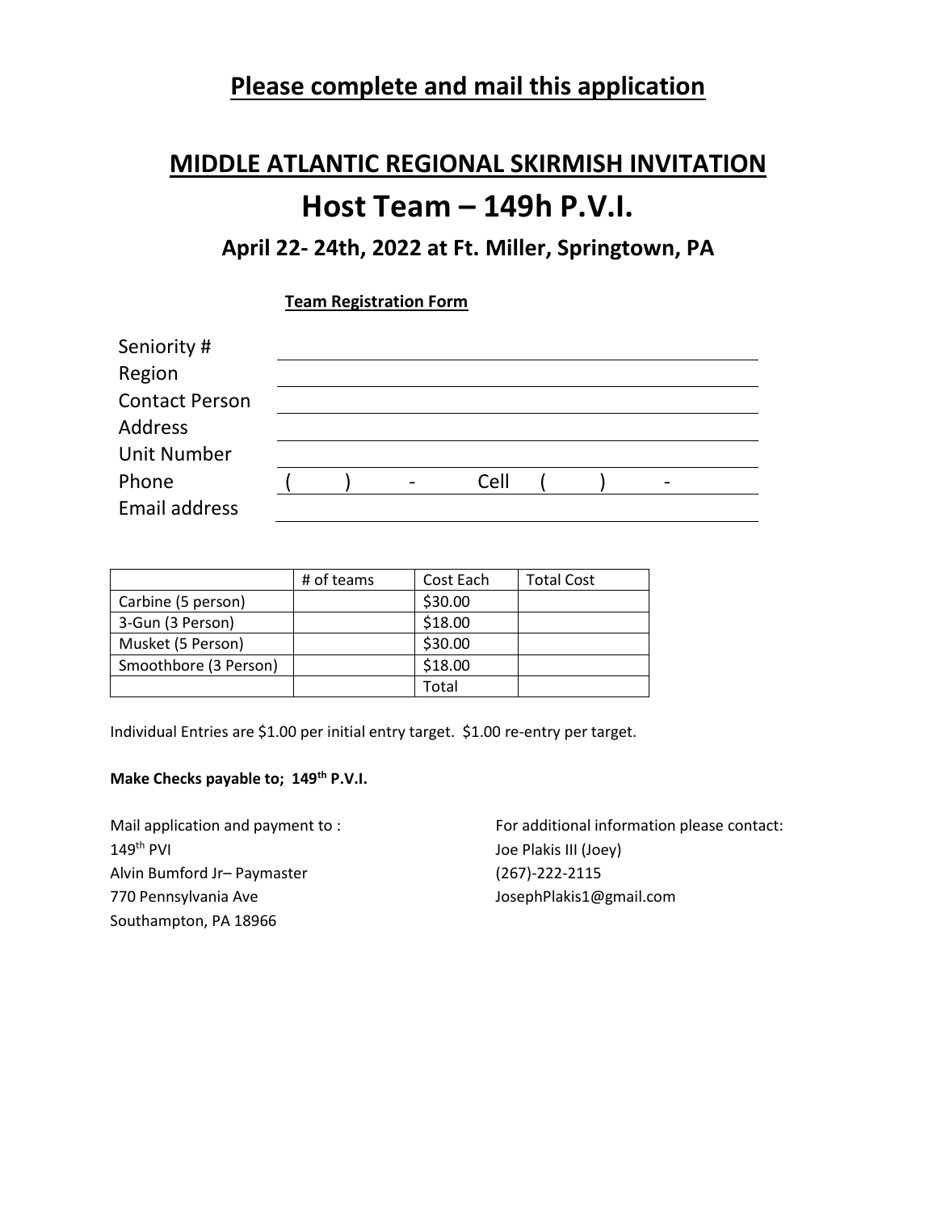## Please complete and mail this application

## MIDDLE ATLANTIC REGIONAL SKIRMISH INVITATION

# Host Team – 149h P.V.I.

### April 22- 24th, 2022 at Ft. Miller, Springtown, PA

**Team Registration Form**

Seniority # ______________________________

Region ______________________________

Contact Person ______________________________

Address ______________________________

Unit Number ______________________________

Phone (    )    -    Cell (    )    -

Email address ______________________________

| | # of teams | Cost Each | Total Cost |
|---|---|---|---|
| Carbine (5 person) | | $30.00 | |
| 3-Gun (3 Person) | | $18.00 | |
| Musket (5 Person) | | $30.00 | |
| Smoothbore (3 Person) | | $18.00 | |
| | | Total | |

Individual Entries are $1.00 per initial entry target. $1.00 re-entry per target.

**Make Checks payable to; 149th P.V.I.**

Mail application and payment to :
149th PVI
Alvin Bumford Jr– Paymaster
770 Pennsylvania Ave
Southampton, PA 18966

For additional information please contact:
Joe Plakis III (Joey)
(267)-222-2115
JosephPlakis1@gmail.com